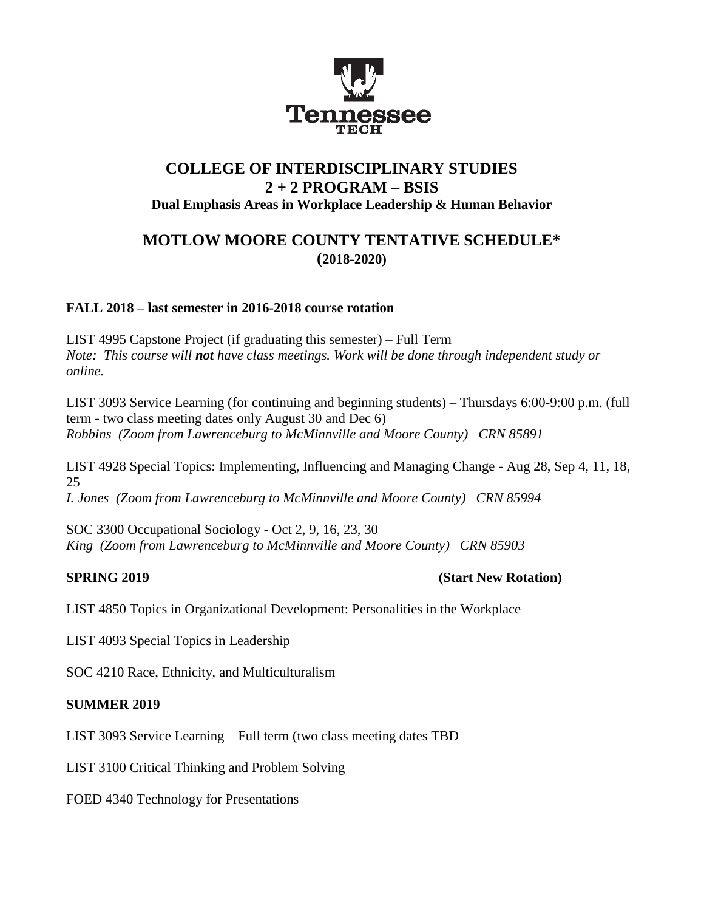# COLLEGE OF INTERDISCIPLINARY STUDIES
## 2 + 2 PROGRAM – BSIS
### Dual Emphasis Areas in Workplace Leadership & Human Behavior

## MOTLOW MOORE COUNTY TENTATIVE SCHEDULE*
### (2018-2020)

**FALL 2018 – last semester in 2016-2018 course rotation**

LIST 4995 Capstone Project (if graduating this semester) – Full Term
*Note: This course will **not** have class meetings. Work will be done through independent study or online.*

LIST 3093 Service Learning (for continuing and beginning students) – Thursdays 6:00-9:00 p.m. (full term - two class meeting dates only August 30 and Dec 6)
*Robbins (Zoom from Lawrenceburg to McMinnville and Moore County) CRN 85891*

LIST 4928 Special Topics: Implementing, Influencing and Managing Change - Aug 28, Sep 4, 11, 18, 25
*I. Jones (Zoom from Lawrenceburg to McMinnville and Moore County) CRN 85994*

SOC 3300 Occupational Sociology - Oct 2, 9, 16, 23, 30
*King (Zoom from Lawrenceburg to McMinnville and Moore County) CRN 85903*

**SPRING 2019** **(Start New Rotation)**

LIST 4850 Topics in Organizational Development: Personalities in the Workplace

LIST 4093 Special Topics in Leadership

SOC 4210 Race, Ethnicity, and Multiculturalism

**SUMMER 2019**

LIST 3093 Service Learning – Full term (two class meeting dates TBD

LIST 3100 Critical Thinking and Problem Solving

FOED 4340 Technology for Presentations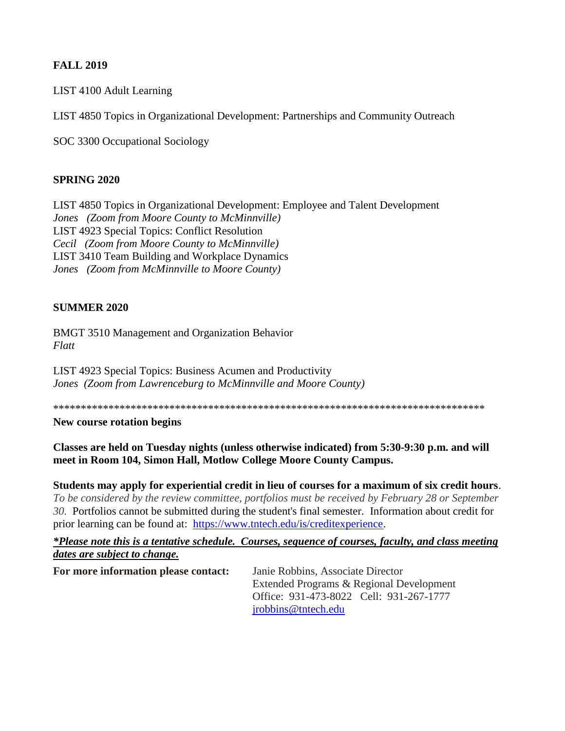**FALL 2019**

LIST 4100 Adult Learning

LIST 4850 Topics in Organizational Development: Partnerships and Community Outreach

SOC 3300 Occupational Sociology

**SPRING 2020**

LIST 4850 Topics in Organizational Development: Employee and Talent Development
*Jones (Zoom from Moore County to McMinnville)*
LIST 4923 Special Topics: Conflict Resolution
*Cecil (Zoom from Moore County to McMinnville)*
LIST 3410 Team Building and Workplace Dynamics
*Jones (Zoom from McMinnville to Moore County)*

**SUMMER 2020**

BMGT 3510 Management and Organization Behavior
*Flatt*

LIST 4923 Special Topics: Business Acumen and Productivity
*Jones (Zoom from Lawrenceburg to McMinnville and Moore County)*

\*\*\*\*\*\*\*\*\*\*\*\*\*\*\*\*\*\*\*\*\*\*\*\*\*\*\*\*\*\*\*\*\*\*\*\*\*\*\*\*\*\*\*\*\*\*\*\*\*\*\*\*\*\*\*\*\*\*\*\*\*\*\*\*\*\*\*\*\*\*\*\*\*\*\*\*\*\*

**New course rotation begins**

**Classes are held on Tuesday nights (unless otherwise indicated) from 5:30-9:30 p.m. and will meet in Room 104, Simon Hall, Motlow College Moore County Campus.**

**Students may apply for experiential credit in lieu of courses for a maximum of six credit hours**. *To be considered by the review committee, portfolios must be received by February 28 or September 30.* Portfolios cannot be submitted during the student's final semester. Information about credit for prior learning can be found at: https://www.tntech.edu/is/creditexperience.

***Please note this is a tentative schedule. Courses, sequence of courses, faculty, and class meeting dates are subject to change.***

**For more information please contact:** Janie Robbins, Associate Director
Extended Programs & Regional Development
Office: 931-473-8022 Cell: 931-267-1777
jrobbins@tntech.edu